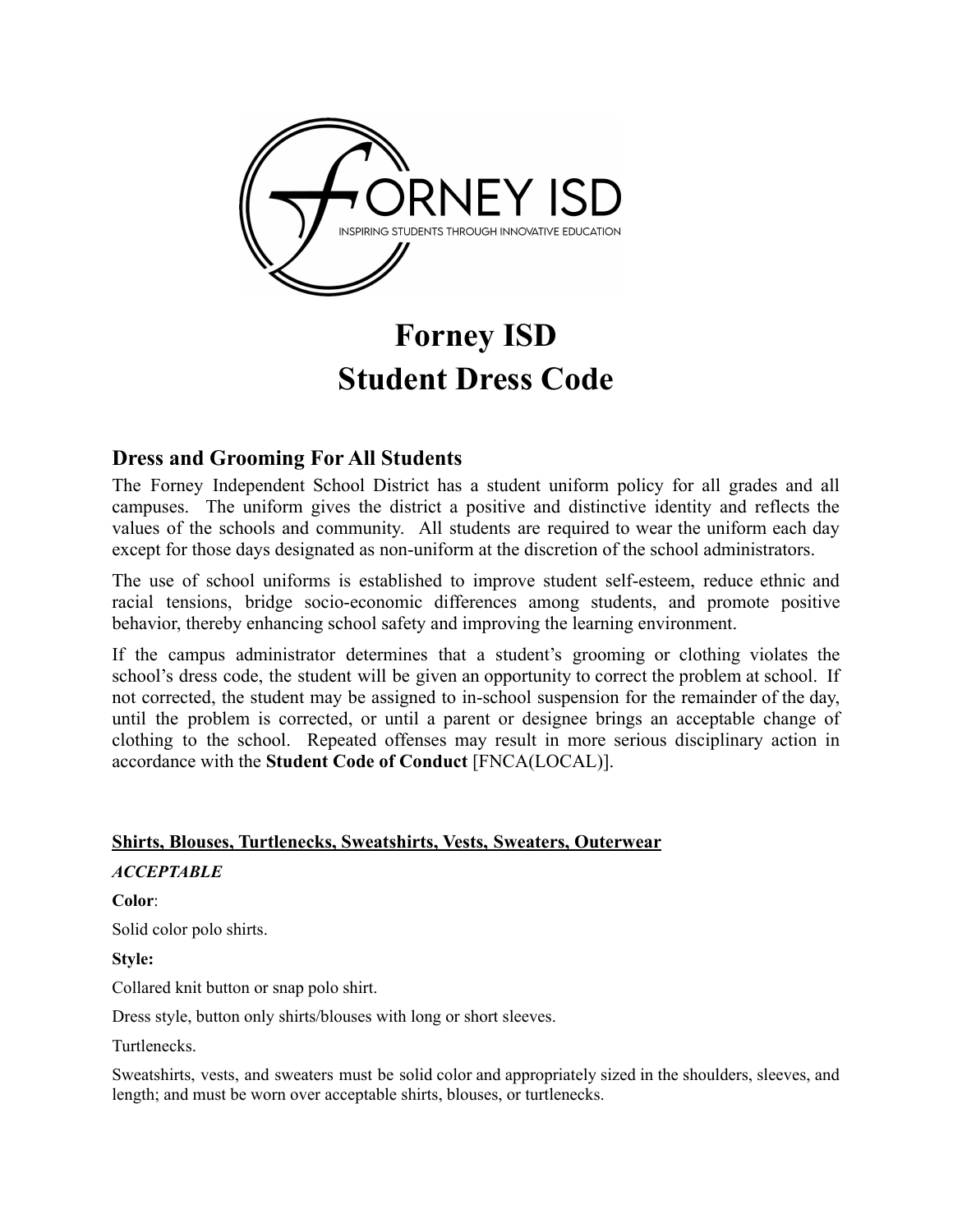# Forney ISD
# Student Dress Code

## Dress and Grooming For All Students

The Forney Independent School District has a student uniform policy for all grades and all campuses. The uniform gives the district a positive and distinctive identity and reflects the values of the schools and community. All students are required to wear the uniform each day except for those days designated as non-uniform at the discretion of the school administrators.

The use of school uniforms is established to improve student self-esteem, reduce ethnic and racial tensions, bridge socio-economic differences among students, and promote positive behavior, thereby enhancing school safety and improving the learning environment.

If the campus administrator determines that a student's grooming or clothing violates the school's dress code, the student will be given an opportunity to correct the problem at school. If not corrected, the student may be assigned to in-school suspension for the remainder of the day, until the problem is corrected, or until a parent or designee brings an acceptable change of clothing to the school. Repeated offenses may result in more serious disciplinary action in accordance with the **Student Code of Conduct** [FNCA(LOCAL)].

**Shirts, Blouses, Turtlenecks, Sweatshirts, Vests, Sweaters, Outerwear**

***ACCEPTABLE***

**Color**:

Solid color polo shirts.

**Style:**

Collared knit button or snap polo shirt.

Dress style, button only shirts/blouses with long or short sleeves.

Turtlenecks.

Sweatshirts, vests, and sweaters must be solid color and appropriately sized in the shoulders, sleeves, and length; and must be worn over acceptable shirts, blouses, or turtlenecks.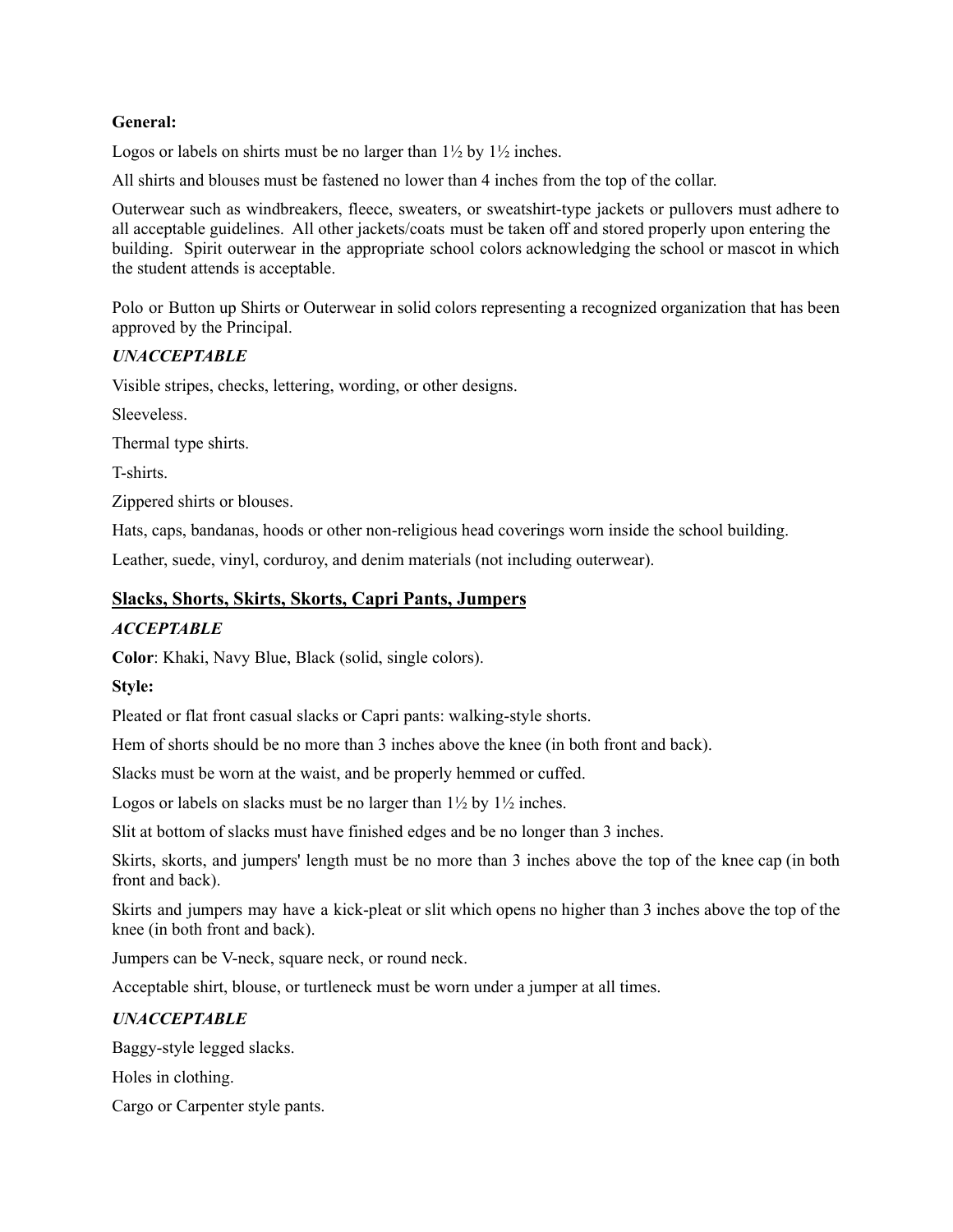**General:**

Logos or labels on shirts must be no larger than 1½ by 1½ inches.

All shirts and blouses must be fastened no lower than 4 inches from the top of the collar.

Outerwear such as windbreakers, fleece, sweaters, or sweatshirt-type jackets or pullovers must adhere to all acceptable guidelines. All other jackets/coats must be taken off and stored properly upon entering the building. Spirit outerwear in the appropriate school colors acknowledging the school or mascot in which the student attends is acceptable.

Polo or Button up Shirts or Outerwear in solid colors representing a recognized organization that has been approved by the Principal.

***UNACCEPTABLE***

Visible stripes, checks, lettering, wording, or other designs.

Sleeveless.

Thermal type shirts.

T-shirts.

Zippered shirts or blouses.

Hats, caps, bandanas, hoods or other non-religious head coverings worn inside the school building.

Leather, suede, vinyl, corduroy, and denim materials (not including outerwear).

## Slacks, Shorts, Skirts, Skorts, Capri Pants, Jumpers

***ACCEPTABLE***

**Color**: Khaki, Navy Blue, Black (solid, single colors).

**Style:**

Pleated or flat front casual slacks or Capri pants: walking-style shorts.

Hem of shorts should be no more than 3 inches above the knee (in both front and back).

Slacks must be worn at the waist, and be properly hemmed or cuffed.

Logos or labels on slacks must be no larger than 1½ by 1½ inches.

Slit at bottom of slacks must have finished edges and be no longer than 3 inches.

Skirts, skorts, and jumpers' length must be no more than 3 inches above the top of the knee cap (in both front and back).

Skirts and jumpers may have a kick-pleat or slit which opens no higher than 3 inches above the top of the knee (in both front and back).

Jumpers can be V-neck, square neck, or round neck.

Acceptable shirt, blouse, or turtleneck must be worn under a jumper at all times.

***UNACCEPTABLE***

Baggy-style legged slacks.

Holes in clothing.

Cargo or Carpenter style pants.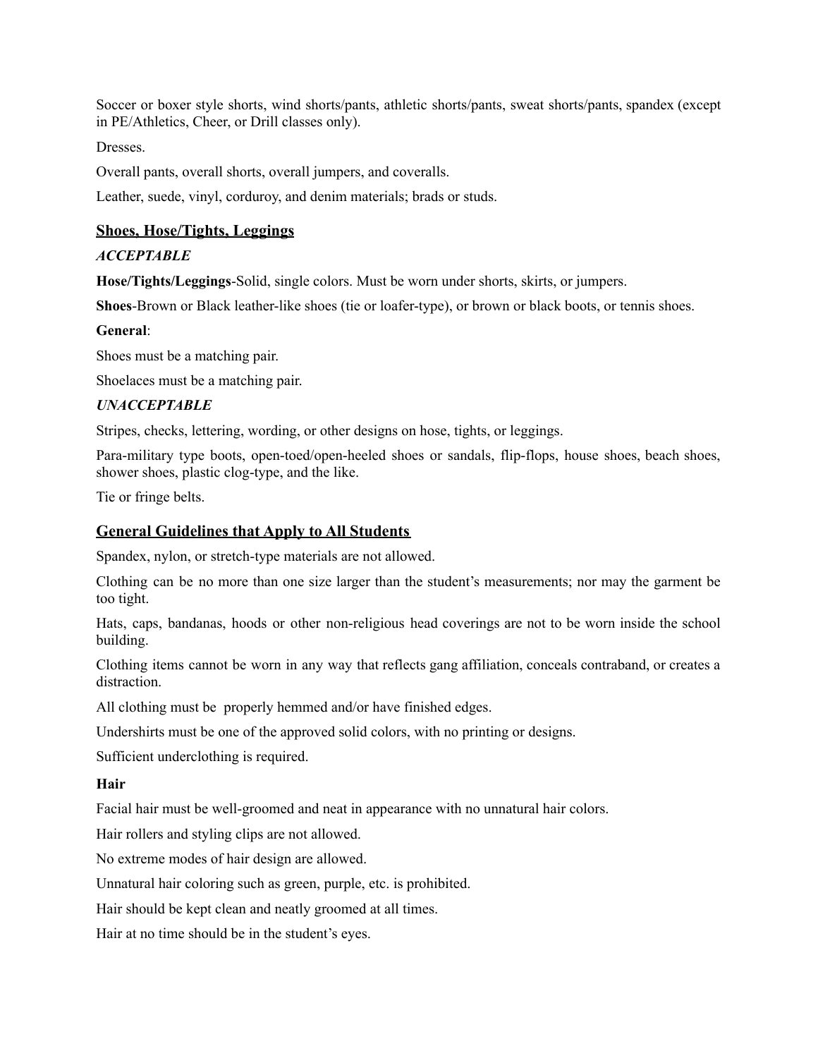Soccer or boxer style shorts, wind shorts/pants, athletic shorts/pants, sweat shorts/pants, spandex (except in PE/Athletics, Cheer, or Drill classes only).

Dresses.

Overall pants, overall shorts, overall jumpers, and coveralls.

Leather, suede, vinyl, corduroy, and denim materials; brads or studs.

## Shoes, Hose/Tights, Leggings

***ACCEPTABLE***

**Hose/Tights/Leggings**-Solid, single colors. Must be worn under shorts, skirts, or jumpers.

**Shoes**-Brown or Black leather-like shoes (tie or loafer-type), or brown or black boots, or tennis shoes.

**General**:

Shoes must be a matching pair.

Shoelaces must be a matching pair.

***UNACCEPTABLE***

Stripes, checks, lettering, wording, or other designs on hose, tights, or leggings.

Para-military type boots, open-toed/open-heeled shoes or sandals, flip-flops, house shoes, beach shoes, shower shoes, plastic clog-type, and the like.

Tie or fringe belts.

## General Guidelines that Apply to All Students

Spandex, nylon, or stretch-type materials are not allowed.

Clothing can be no more than one size larger than the student's measurements; nor may the garment be too tight.

Hats, caps, bandanas, hoods or other non-religious head coverings are not to be worn inside the school building.

Clothing items cannot be worn in any way that reflects gang affiliation, conceals contraband, or creates a distraction.

All clothing must be properly hemmed and/or have finished edges.

Undershirts must be one of the approved solid colors, with no printing or designs.

Sufficient underclothing is required.

**Hair**

Facial hair must be well-groomed and neat in appearance with no unnatural hair colors.

Hair rollers and styling clips are not allowed.

No extreme modes of hair design are allowed.

Unnatural hair coloring such as green, purple, etc. is prohibited.

Hair should be kept clean and neatly groomed at all times.

Hair at no time should be in the student's eyes.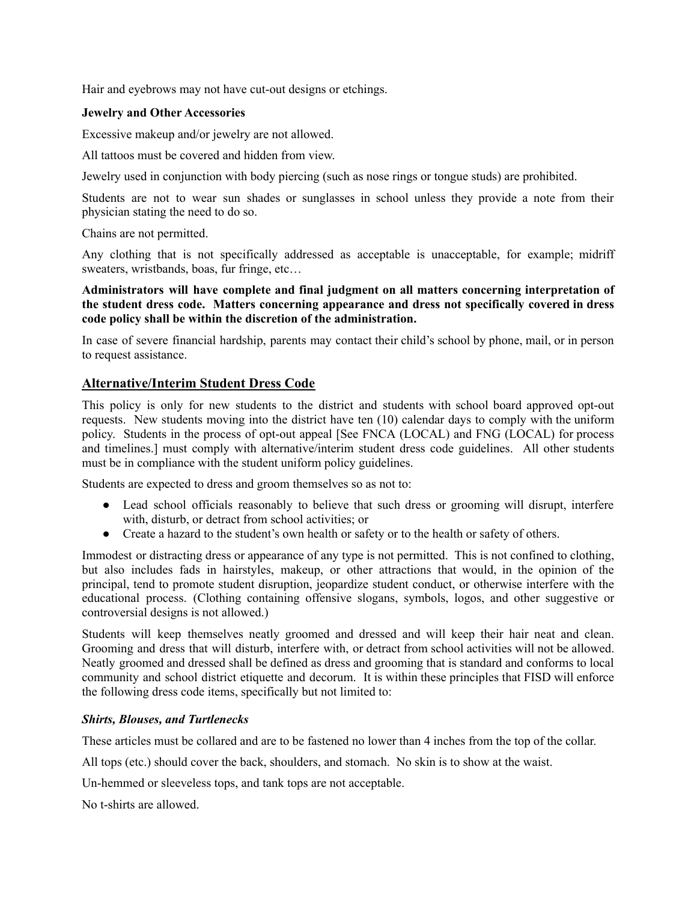Hair and eyebrows may not have cut-out designs or etchings.

**Jewelry and Other Accessories**

Excessive makeup and/or jewelry are not allowed.

All tattoos must be covered and hidden from view.

Jewelry used in conjunction with body piercing (such as nose rings or tongue studs) are prohibited.

Students are not to wear sun shades or sunglasses in school unless they provide a note from their physician stating the need to do so.

Chains are not permitted.

Any clothing that is not specifically addressed as acceptable is unacceptable, for example; midriff sweaters, wristbands, boas, fur fringe, etc…

**Administrators will have complete and final judgment on all matters concerning interpretation of the student dress code. Matters concerning appearance and dress not specifically covered in dress code policy shall be within the discretion of the administration.**

In case of severe financial hardship, parents may contact their child's school by phone, mail, or in person to request assistance.

## Alternative/Interim Student Dress Code

This policy is only for new students to the district and students with school board approved opt-out requests. New students moving into the district have ten (10) calendar days to comply with the uniform policy. Students in the process of opt-out appeal [See FNCA (LOCAL) and FNG (LOCAL) for process and timelines.] must comply with alternative/interim student dress code guidelines. All other students must be in compliance with the student uniform policy guidelines.

Students are expected to dress and groom themselves so as not to:

- Lead school officials reasonably to believe that such dress or grooming will disrupt, interfere with, disturb, or detract from school activities; or
- Create a hazard to the student's own health or safety or to the health or safety of others.

Immodest or distracting dress or appearance of any type is not permitted. This is not confined to clothing, but also includes fads in hairstyles, makeup, or other attractions that would, in the opinion of the principal, tend to promote student disruption, jeopardize student conduct, or otherwise interfere with the educational process. (Clothing containing offensive slogans, symbols, logos, and other suggestive or controversial designs is not allowed.)

Students will keep themselves neatly groomed and dressed and will keep their hair neat and clean. Grooming and dress that will disturb, interfere with, or detract from school activities will not be allowed. Neatly groomed and dressed shall be defined as dress and grooming that is standard and conforms to local community and school district etiquette and decorum. It is within these principles that FISD will enforce the following dress code items, specifically but not limited to:

***Shirts, Blouses, and Turtlenecks***

These articles must be collared and are to be fastened no lower than 4 inches from the top of the collar.

All tops (etc.) should cover the back, shoulders, and stomach. No skin is to show at the waist.

Un-hemmed or sleeveless tops, and tank tops are not acceptable.

No t-shirts are allowed.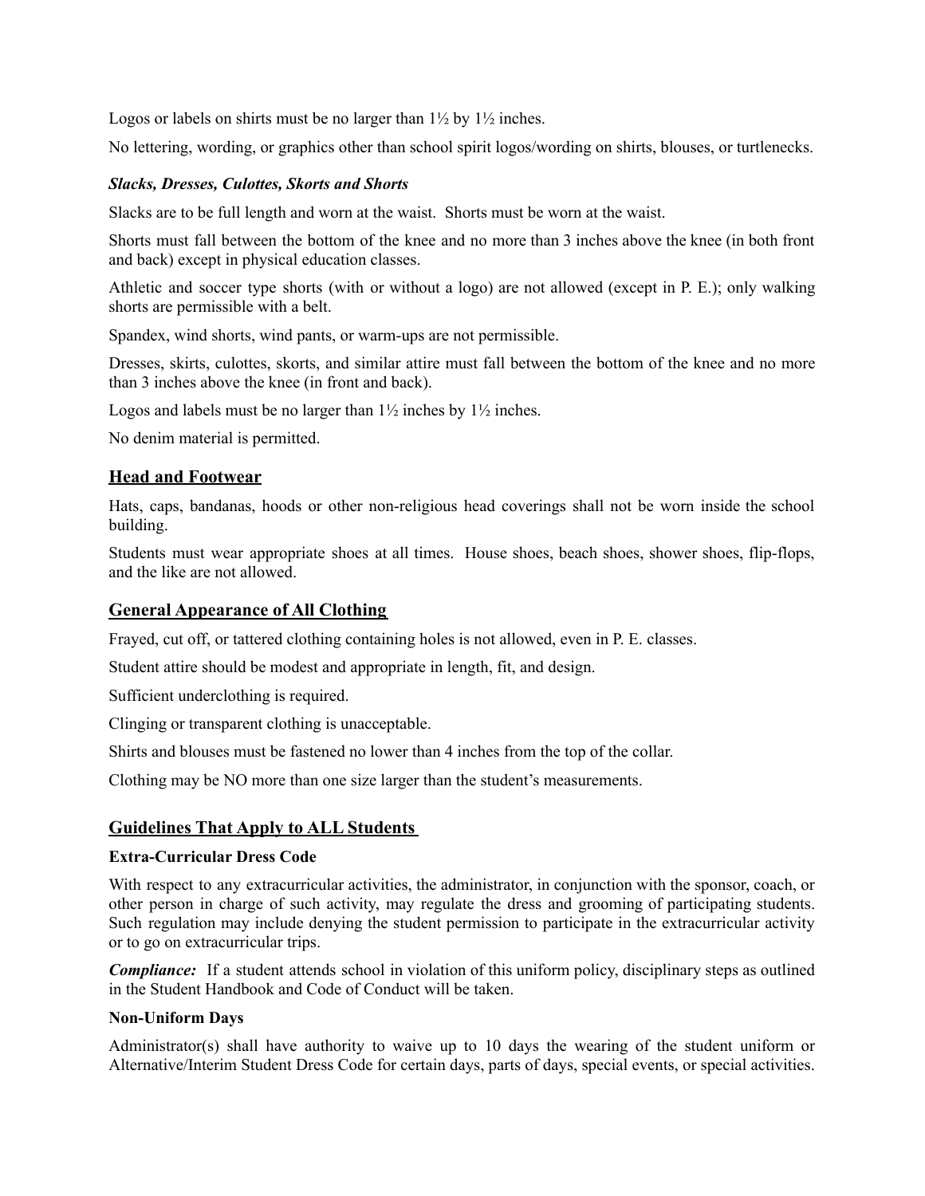Logos or labels on shirts must be no larger than 1½ by 1½ inches.

No lettering, wording, or graphics other than school spirit logos/wording on shirts, blouses, or turtlenecks.

***Slacks, Dresses, Culottes, Skorts and Shorts***

Slacks are to be full length and worn at the waist. Shorts must be worn at the waist.

Shorts must fall between the bottom of the knee and no more than 3 inches above the knee (in both front and back) except in physical education classes.

Athletic and soccer type shorts (with or without a logo) are not allowed (except in P. E.); only walking shorts are permissible with a belt.

Spandex, wind shorts, wind pants, or warm-ups are not permissible.

Dresses, skirts, culottes, skorts, and similar attire must fall between the bottom of the knee and no more than 3 inches above the knee (in front and back).

Logos and labels must be no larger than 1½ inches by 1½ inches.

No denim material is permitted.

## Head and Footwear

Hats, caps, bandanas, hoods or other non-religious head coverings shall not be worn inside the school building.

Students must wear appropriate shoes at all times. House shoes, beach shoes, shower shoes, flip-flops, and the like are not allowed.

## General Appearance of All Clothing

Frayed, cut off, or tattered clothing containing holes is not allowed, even in P. E. classes.

Student attire should be modest and appropriate in length, fit, and design.

Sufficient underclothing is required.

Clinging or transparent clothing is unacceptable.

Shirts and blouses must be fastened no lower than 4 inches from the top of the collar.

Clothing may be NO more than one size larger than the student's measurements.

## Guidelines That Apply to ALL Students

### Extra-Curricular Dress Code

With respect to any extracurricular activities, the administrator, in conjunction with the sponsor, coach, or other person in charge of such activity, may regulate the dress and grooming of participating students. Such regulation may include denying the student permission to participate in the extracurricular activity or to go on extracurricular trips.

***Compliance:*** If a student attends school in violation of this uniform policy, disciplinary steps as outlined in the Student Handbook and Code of Conduct will be taken.

### Non-Uniform Days

Administrator(s) shall have authority to waive up to 10 days the wearing of the student uniform or Alternative/Interim Student Dress Code for certain days, parts of days, special events, or special activities.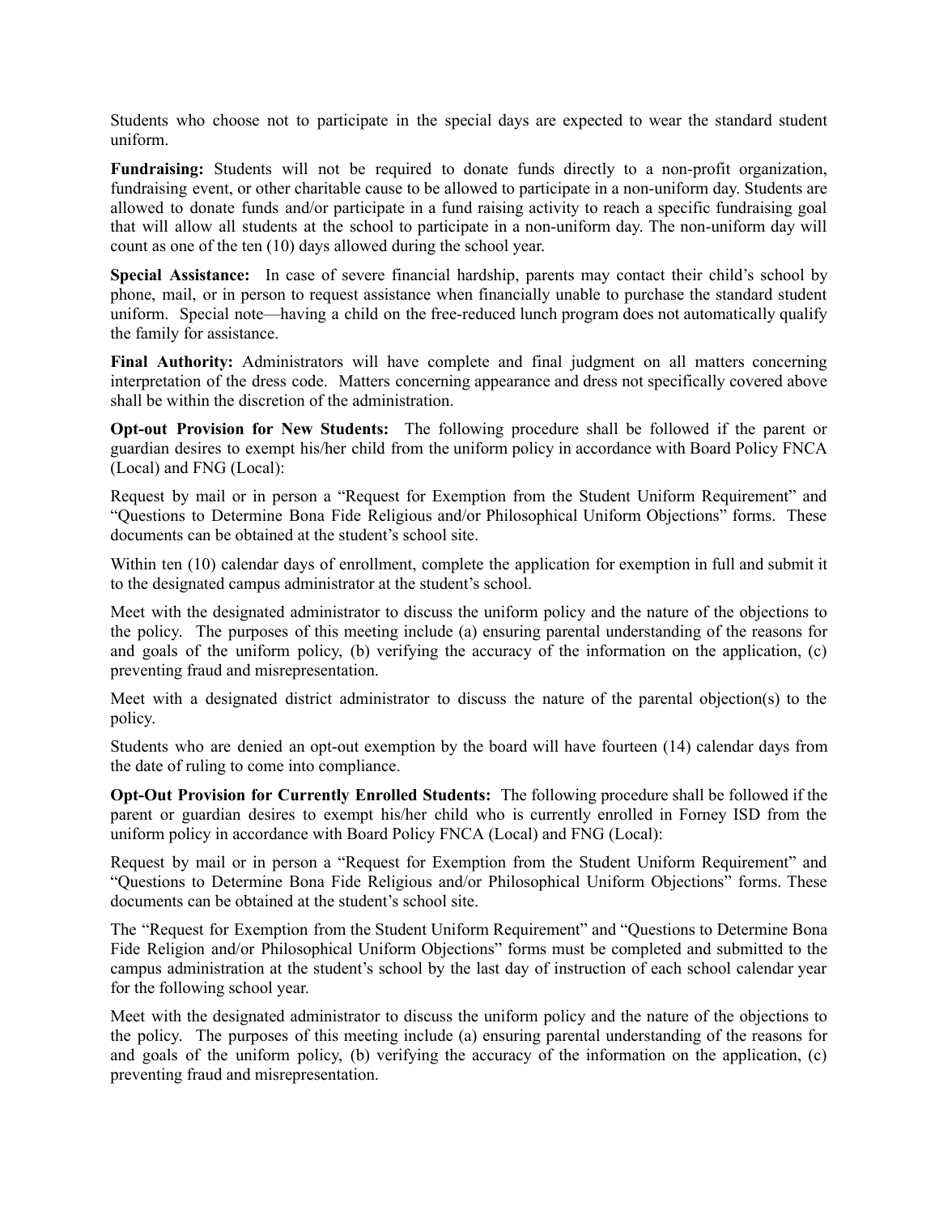Students who choose not to participate in the special days are expected to wear the standard student uniform.

**Fundraising:** Students will not be required to donate funds directly to a non-profit organization, fundraising event, or other charitable cause to be allowed to participate in a non-uniform day. Students are allowed to donate funds and/or participate in a fund raising activity to reach a specific fundraising goal that will allow all students at the school to participate in a non-uniform day. The non-uniform day will count as one of the ten (10) days allowed during the school year.

**Special Assistance:** In case of severe financial hardship, parents may contact their child's school by phone, mail, or in person to request assistance when financially unable to purchase the standard student uniform. Special note—having a child on the free-reduced lunch program does not automatically qualify the family for assistance.

**Final Authority:** Administrators will have complete and final judgment on all matters concerning interpretation of the dress code. Matters concerning appearance and dress not specifically covered above shall be within the discretion of the administration.

**Opt-out Provision for New Students:** The following procedure shall be followed if the parent or guardian desires to exempt his/her child from the uniform policy in accordance with Board Policy FNCA (Local) and FNG (Local):

Request by mail or in person a "Request for Exemption from the Student Uniform Requirement" and "Questions to Determine Bona Fide Religious and/or Philosophical Uniform Objections" forms. These documents can be obtained at the student's school site.

Within ten (10) calendar days of enrollment, complete the application for exemption in full and submit it to the designated campus administrator at the student's school.

Meet with the designated administrator to discuss the uniform policy and the nature of the objections to the policy. The purposes of this meeting include (a) ensuring parental understanding of the reasons for and goals of the uniform policy, (b) verifying the accuracy of the information on the application, (c) preventing fraud and misrepresentation.

Meet with a designated district administrator to discuss the nature of the parental objection(s) to the policy.

Students who are denied an opt-out exemption by the board will have fourteen (14) calendar days from the date of ruling to come into compliance.

**Opt-Out Provision for Currently Enrolled Students:** The following procedure shall be followed if the parent or guardian desires to exempt his/her child who is currently enrolled in Forney ISD from the uniform policy in accordance with Board Policy FNCA (Local) and FNG (Local):

Request by mail or in person a "Request for Exemption from the Student Uniform Requirement" and "Questions to Determine Bona Fide Religious and/or Philosophical Uniform Objections" forms. These documents can be obtained at the student's school site.

The "Request for Exemption from the Student Uniform Requirement" and "Questions to Determine Bona Fide Religion and/or Philosophical Uniform Objections" forms must be completed and submitted to the campus administration at the student's school by the last day of instruction of each school calendar year for the following school year.

Meet with the designated administrator to discuss the uniform policy and the nature of the objections to the policy. The purposes of this meeting include (a) ensuring parental understanding of the reasons for and goals of the uniform policy, (b) verifying the accuracy of the information on the application, (c) preventing fraud and misrepresentation.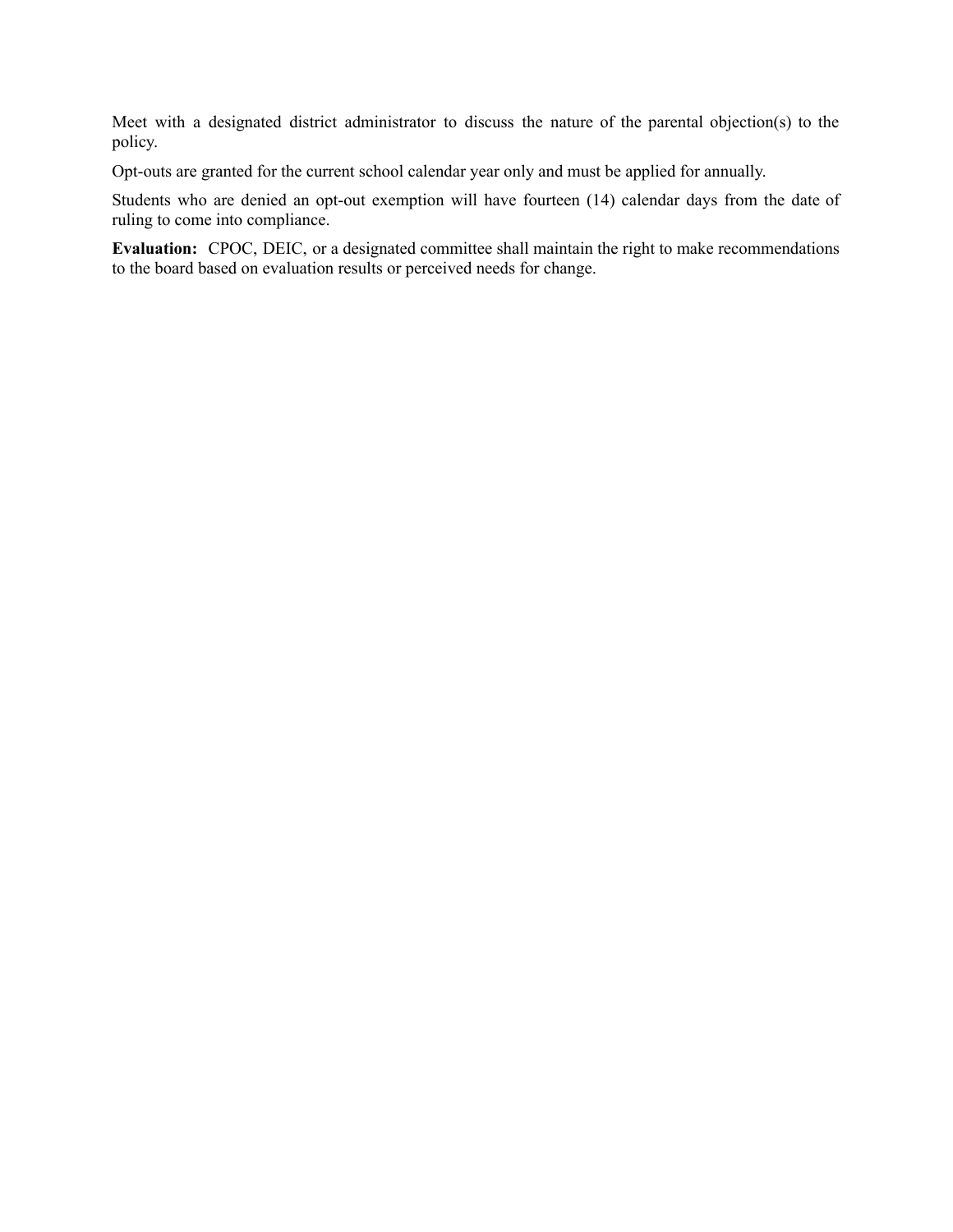Meet with a designated district administrator to discuss the nature of the parental objection(s) to the policy.

Opt-outs are granted for the current school calendar year only and must be applied for annually.

Students who are denied an opt-out exemption will have fourteen (14) calendar days from the date of ruling to come into compliance.

**Evaluation:** CPOC, DEIC, or a designated committee shall maintain the right to make recommendations to the board based on evaluation results or perceived needs for change.